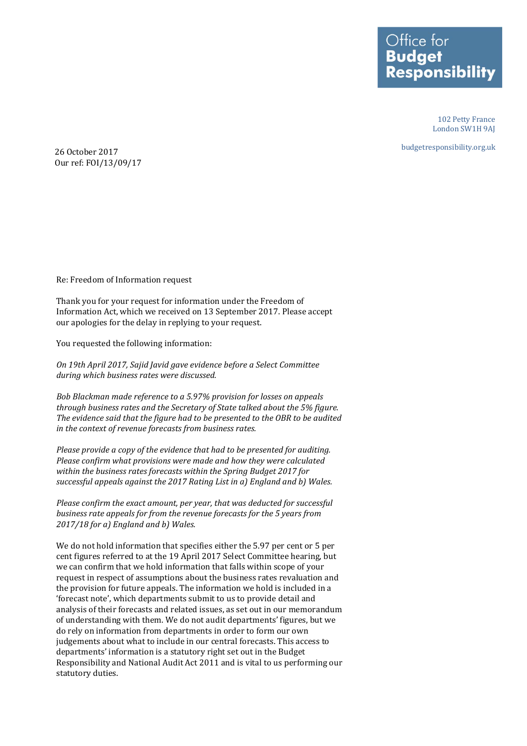Office for **Budget Responsibility**

102 Petty France
London SW1H 9AJ

budgetresponsibility.org.uk

26 October 2017
Our ref: FOI/13/09/17

Re: Freedom of Information request

Thank you for your request for information under the Freedom of Information Act, which we received on 13 September 2017. Please accept our apologies for the delay in replying to your request.

You requested the following information:

*On 19th April 2017, Sajid Javid gave evidence before a Select Committee during which business rates were discussed.*

*Bob Blackman made reference to a 5.97% provision for losses on appeals through business rates and the Secretary of State talked about the 5% figure. The evidence said that the figure had to be presented to the OBR to be audited in the context of revenue forecasts from business rates.*

*Please provide a copy of the evidence that had to be presented for auditing. Please confirm what provisions were made and how they were calculated within the business rates forecasts within the Spring Budget 2017 for successful appeals against the 2017 Rating List in a) England and b) Wales.*

*Please confirm the exact amount, per year, that was deducted for successful business rate appeals for from the revenue forecasts for the 5 years from 2017/18 for a) England and b) Wales.*

We do not hold information that specifies either the 5.97 per cent or 5 per cent figures referred to at the 19 April 2017 Select Committee hearing, but we can confirm that we hold information that falls within scope of your request in respect of assumptions about the business rates revaluation and the provision for future appeals. The information we hold is included in a 'forecast note', which departments submit to us to provide detail and analysis of their forecasts and related issues, as set out in our memorandum of understanding with them. We do not audit departments' figures, but we do rely on information from departments in order to form our own judgements about what to include in our central forecasts. This access to departments' information is a statutory right set out in the Budget Responsibility and National Audit Act 2011 and is vital to us performing our statutory duties.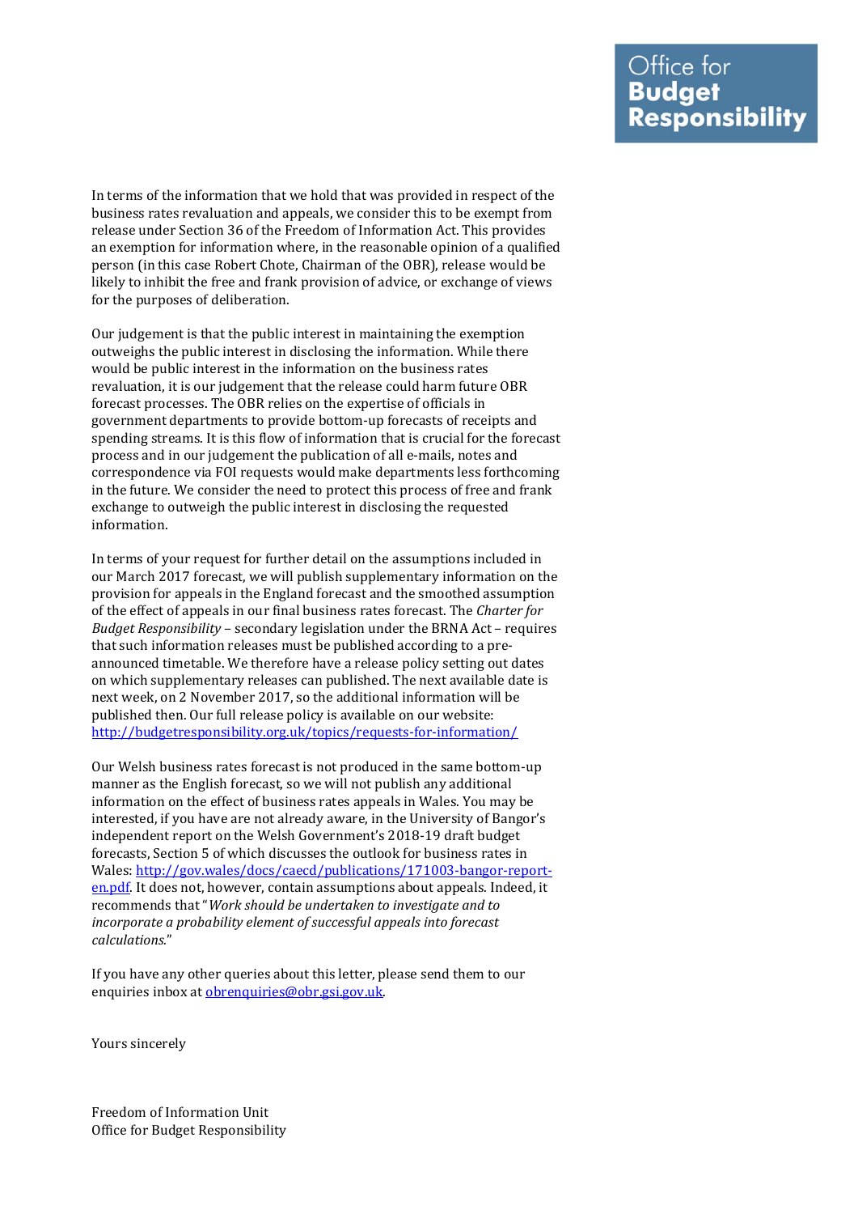In terms of the information that we hold that was provided in respect of the business rates revaluation and appeals, we consider this to be exempt from release under Section 36 of the Freedom of Information Act. This provides an exemption for information where, in the reasonable opinion of a qualified person (in this case Robert Chote, Chairman of the OBR), release would be likely to inhibit the free and frank provision of advice, or exchange of views for the purposes of deliberation.

Our judgement is that the public interest in maintaining the exemption outweighs the public interest in disclosing the information. While there would be public interest in the information on the business rates revaluation, it is our judgement that the release could harm future OBR forecast processes. The OBR relies on the expertise of officials in government departments to provide bottom-up forecasts of receipts and spending streams. It is this flow of information that is crucial for the forecast process and in our judgement the publication of all e-mails, notes and correspondence via FOI requests would make departments less forthcoming in the future. We consider the need to protect this process of free and frank exchange to outweigh the public interest in disclosing the requested information.

In terms of your request for further detail on the assumptions included in our March 2017 forecast, we will publish supplementary information on the provision for appeals in the England forecast and the smoothed assumption of the effect of appeals in our final business rates forecast. The *Charter for Budget Responsibility* – secondary legislation under the BRNA Act – requires that such information releases must be published according to a pre-announced timetable. We therefore have a release policy setting out dates on which supplementary releases can published. The next available date is next week, on 2 November 2017, so the additional information will be published then. Our full release policy is available on our website: [http://budgetresponsibility.org.uk/topics/requests-for-information/](http://budgetresponsibility.org.uk/topics/requests-for-information/)

Our Welsh business rates forecast is not produced in the same bottom-up manner as the English forecast, so we will not publish any additional information on the effect of business rates appeals in Wales. You may be interested, if you have are not already aware, in the University of Bangor's independent report on the Welsh Government's 2018-19 draft budget forecasts, Section 5 of which discusses the outlook for business rates in Wales: [http://gov.wales/docs/caecd/publications/171003-bangor-report-en.pdf](http://gov.wales/docs/caecd/publications/171003-bangor-report-en.pdf). It does not, however, contain assumptions about appeals. Indeed, it recommends that "*Work should be undertaken to investigate and to incorporate a probability element of successful appeals into forecast calculations.*"

If you have any other queries about this letter, please send them to our enquiries inbox at [obrenquiries@obr.gsi.gov.uk](mailto:obrenquiries@obr.gsi.gov.uk).

Yours sincerely

Freedom of Information Unit
Office for Budget Responsibility